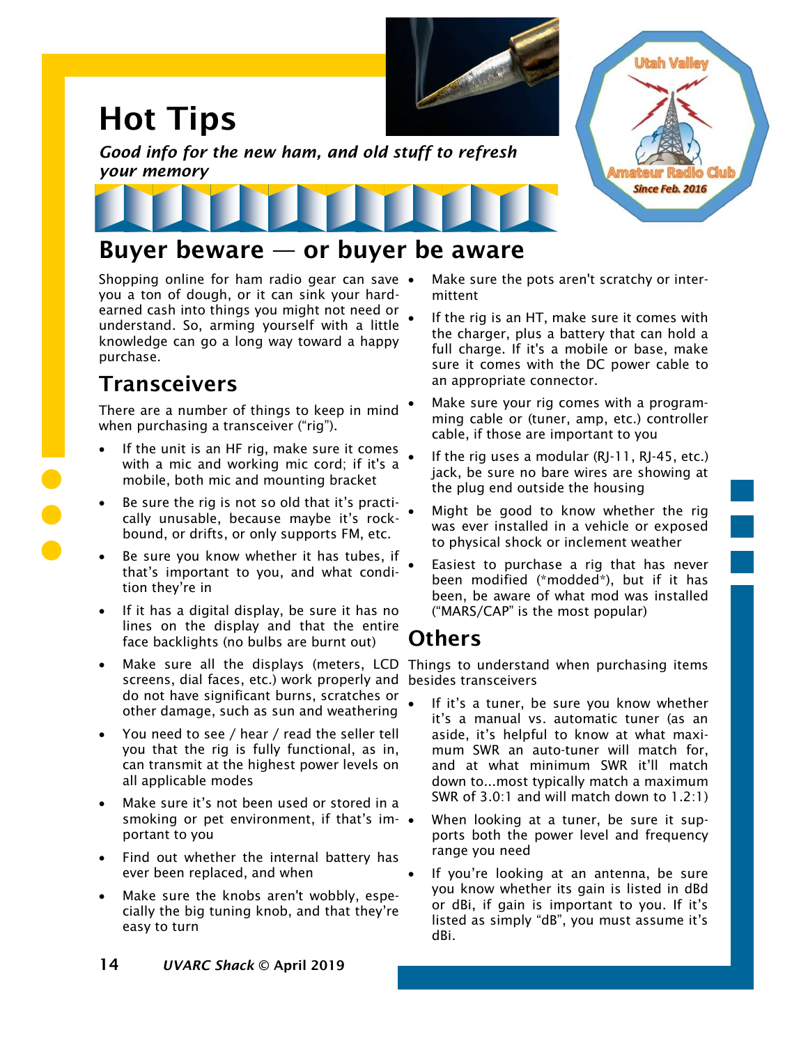# Hot Tips

*Good info for the new ham, and old stuff to refresh your memory*

## Buyer beware — or buyer be aware

Shopping online for ham radio gear can save you a ton of dough, or it can sink your hard-earned cash into things you might not need or understand. So, arming yourself with a little knowledge can go a long way toward a happy purchase.

### Transceivers

There are a number of things to keep in mind when purchasing a transceiver ("rig").

- If the unit is an HF rig, make sure it comes with a mic and working mic cord; if it's a mobile, both mic and mounting bracket
- Be sure the rig is not so old that it's practically unusable, because maybe it's rock-bound, or drifts, or only supports FM, etc.
- Be sure you know whether it has tubes, if that's important to you, and what condition they're in
- If it has a digital display, be sure it has no lines on the display and that the entire face backlights (no bulbs are burnt out)
- Make sure all the displays (meters, LCD screens, dial faces, etc.) work properly and do not have significant burns, scratches or other damage, such as sun and weathering
- You need to see / hear / read the seller tell you that the rig is fully functional, as in, can transmit at the highest power levels on all applicable modes
- Make sure it's not been used or stored in a smoking or pet environment, if that's important to you
- Find out whether the internal battery has ever been replaced, and when
- Make sure the knobs aren't wobbly, especially the big tuning knob, and that they're easy to turn
- Make sure the pots aren't scratchy or intermittent
- If the rig is an HT, make sure it comes with the charger, plus a battery that can hold a full charge. If it's a mobile or base, make sure it comes with the DC power cable to an appropriate connector.
- Make sure your rig comes with a programming cable or (tuner, amp, etc.) controller cable, if those are important to you
- If the rig uses a modular (RJ-11, RJ-45, etc.) jack, be sure no bare wires are showing at the plug end outside the housing
- Might be good to know whether the rig was ever installed in a vehicle or exposed to physical shock or inclement weather
- Easiest to purchase a rig that has never been modified (*modded*), but if it has been, be aware of what mod was installed ("MARS/CAP" is the most popular)

### Others

Things to understand when purchasing items besides transceivers

- If it's a tuner, be sure you know whether it's a manual vs. automatic tuner (as an aside, it's helpful to know at what maximum SWR an auto-tuner will match for, and at what minimum SWR it'll match down to...most typically match a maximum SWR of 3.0:1 and will match down to 1.2:1)
- When looking at a tuner, be sure it supports both the power level and frequency range you need
- If you're looking at an antenna, be sure you know whether its gain is listed in dBd or dBi, if gain is important to you. If it's listed as simply "dB", you must assume it's dBi.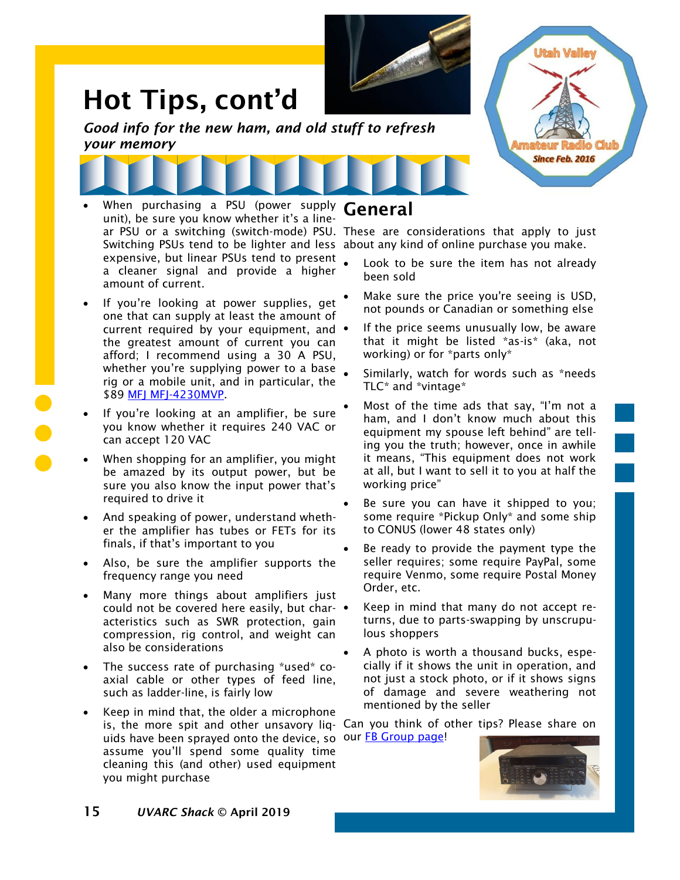# Hot Tips, cont'd

*Good info for the new ham, and old stuff to refresh your memory*

- When purchasing a PSU (power supply unit), be sure you know whether it's a linear PSU or a switching (switch-mode) PSU. Switching PSUs tend to be lighter and less expensive, but linear PSUs tend to present a cleaner signal and provide a higher amount of current.
- If you're looking at power supplies, get one that can supply at least the amount of current required by your equipment, and the greatest amount of current you can afford; I recommend using a 30 A PSU, whether you're supplying power to a base rig or a mobile unit, and in particular, the $89 [MFJ MFJ-4230MVP](MFJ MFJ-4230MVP).
- If you're looking at an amplifier, be sure you know whether it requires 240 VAC or can accept 120 VAC
- When shopping for an amplifier, you might be amazed by its output power, but be sure you also know the input power that's required to drive it
- And speaking of power, understand whether the amplifier has tubes or FETs for its finals, if that's important to you
- Also, be sure the amplifier supports the frequency range you need
- Many more things about amplifiers just could not be covered here easily, but characteristics such as SWR protection, gain compression, rig control, and weight can also be considerations
- The success rate of purchasing *used* coaxial cable or other types of feed line, such as ladder-line, is fairly low
- Keep in mind that, the older a microphone is, the more spit and other unsavory liquids have been sprayed onto the device, so assume you'll spend some quality time cleaning this (and other) used equipment you might purchase

## General

These are considerations that apply to just about any kind of online purchase you make.

- Look to be sure the item has not already been sold
- Make sure the price you're seeing is USD, not pounds or Canadian or something else
- If the price seems unusually low, be aware that it might be listed *as-is* (aka, not working) or for *parts only*
- Similarly, watch for words such as *needs TLC* and *vintage*
- Most of the time ads that say, "I'm not a ham, and I don't know much about this equipment my spouse left behind" are telling you the truth; however, once in awhile it means, "This equipment does not work at all, but I want to sell it to you at half the working price"
- Be sure you can have it shipped to you; some require *Pickup Only* and some ship to CONUS (lower 48 states only)
- Be ready to provide the payment type the seller requires; some require PayPal, some require Venmo, some require Postal Money Order, etc.
- Keep in mind that many do not accept returns, due to parts-swapping by unscrupulous shoppers
- A photo is worth a thousand bucks, especially if it shows the unit in operation, and not just a stock photo, or if it shows signs of damage and severe weathering not mentioned by the seller

Can you think of other tips? Please share on our [FB Group page](FB Group page)!